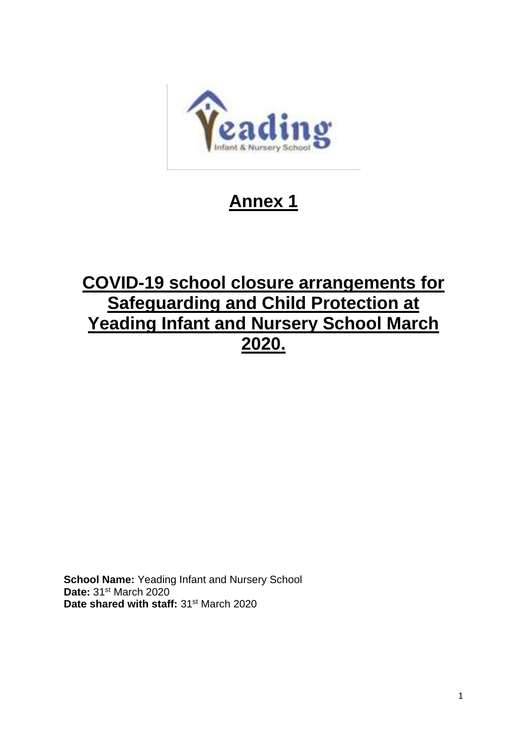# Annex 1

# COVID-19 school closure arrangements for Safeguarding and Child Protection at Yeading Infant and Nursery School March 2020.

**School Name:** Yeading Infant and Nursery School
**Date:** 31st March 2020
**Date shared with staff:** 31st March 2020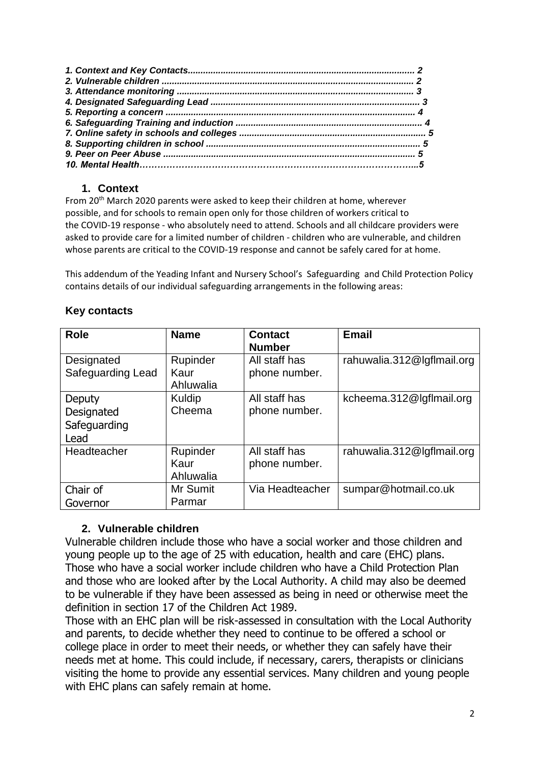*1. Context and Key Contacts......................................................................................... 2*
*2. Vulnerable children ................................................................................................... 2*
*3. Attendance monitoring ............................................................................................. 3*
*4. Designated Safeguarding Lead .................................................................................. 3*
*5. Reporting a concern ................................................................................................. 4*
*6. Safeguarding Training and induction ......................................................................... 4*
*7. Online safety in schools and colleges .......................................................................... 5*
*8. Supporting children in school .................................................................................... 5*
*9. Peer on Peer Abuse ................................................................................................... 5*
*10. Mental Health…………………………………………………………………………………...5*

## 1. Context

From 20th March 2020 parents were asked to keep their children at home, wherever possible, and for schools to remain open only for those children of workers critical to the COVID-19 response - who absolutely need to attend. Schools and all childcare providers were asked to provide care for a limited number of children - children who are vulnerable, and children whose parents are critical to the COVID-19 response and cannot be safely cared for at home.

This addendum of the Yeading Infant and Nursery School's Safeguarding and Child Protection Policy contains details of our individual safeguarding arrangements in the following areas:

### Key contacts

| Role | Name | Contact Number | Email |
|---|---|---|---|
| Designated Safeguarding Lead | Rupinder Kaur Ahluwalia | All staff has phone number. | rahuwalia.312@lgflmail.org |
| Deputy Designated Safeguarding Lead | Kuldip Cheema | All staff has phone number. | kcheema.312@lgflmail.org |
| Headteacher | Rupinder Kaur Ahluwalia | All staff has phone number. | rahuwalia.312@lgflmail.org |
| Chair of Governor | Mr Sumit Parmar | Via Headteacher | sumpar@hotmail.co.uk |

## 2. Vulnerable children

Vulnerable children include those who have a social worker and those children and young people up to the age of 25 with education, health and care (EHC) plans. Those who have a social worker include children who have a Child Protection Plan and those who are looked after by the Local Authority. A child may also be deemed to be vulnerable if they have been assessed as being in need or otherwise meet the definition in section 17 of the Children Act 1989.

Those with an EHC plan will be risk-assessed in consultation with the Local Authority and parents, to decide whether they need to continue to be offered a school or college place in order to meet their needs, or whether they can safely have their needs met at home. This could include, if necessary, carers, therapists or clinicians visiting the home to provide any essential services. Many children and young people with EHC plans can safely remain at home.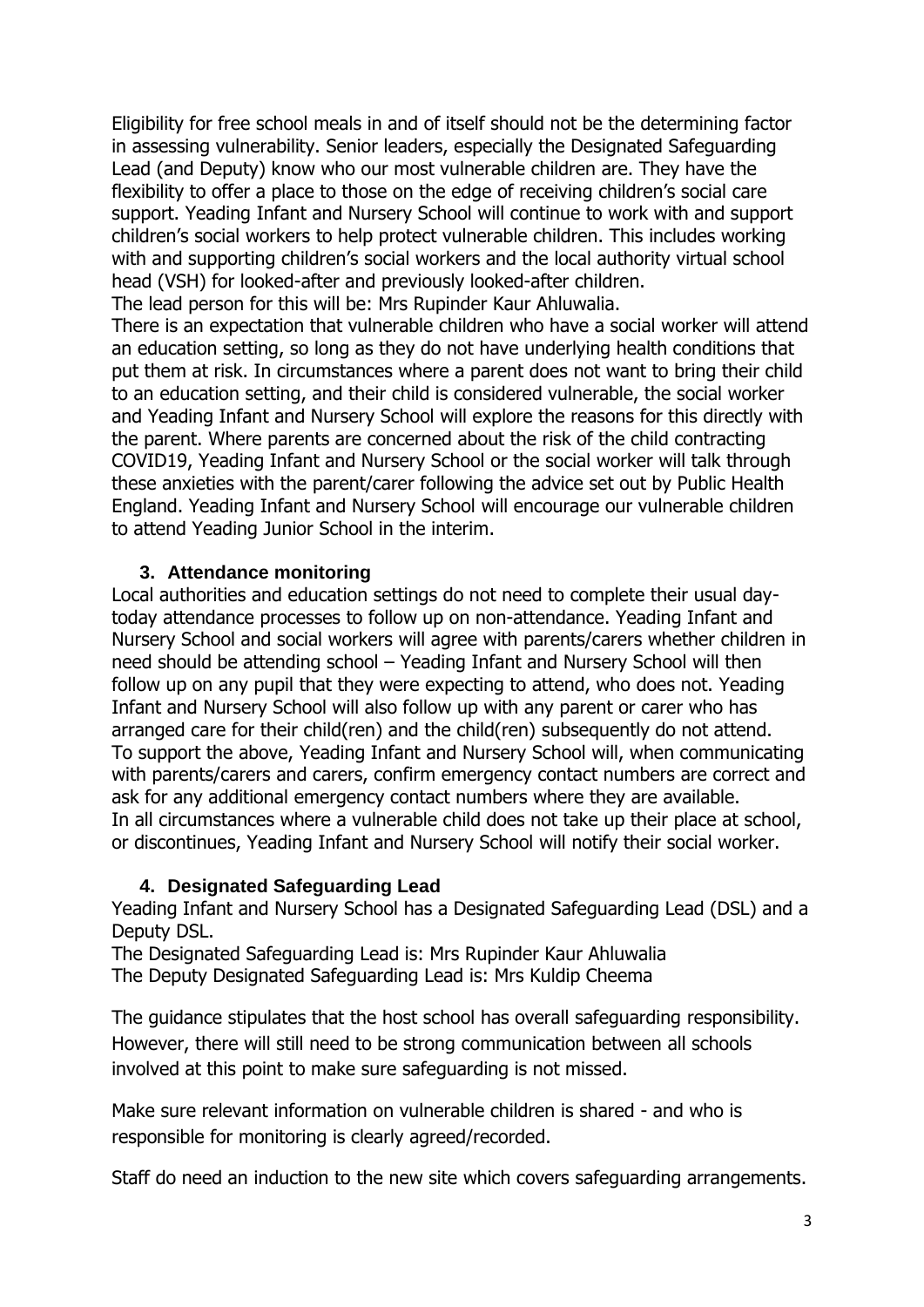Eligibility for free school meals in and of itself should not be the determining factor in assessing vulnerability. Senior leaders, especially the Designated Safeguarding Lead (and Deputy) know who our most vulnerable children are. They have the flexibility to offer a place to those on the edge of receiving children's social care support. Yeading Infant and Nursery School will continue to work with and support children's social workers to help protect vulnerable children. This includes working with and supporting children's social workers and the local authority virtual school head (VSH) for looked-after and previously looked-after children.
The lead person for this will be: Mrs Rupinder Kaur Ahluwalia.
There is an expectation that vulnerable children who have a social worker will attend an education setting, so long as they do not have underlying health conditions that put them at risk. In circumstances where a parent does not want to bring their child to an education setting, and their child is considered vulnerable, the social worker and Yeading Infant and Nursery School will explore the reasons for this directly with the parent. Where parents are concerned about the risk of the child contracting COVID19, Yeading Infant and Nursery School or the social worker will talk through these anxieties with the parent/carer following the advice set out by Public Health England. Yeading Infant and Nursery School will encourage our vulnerable children to attend Yeading Junior School in the interim.

### 3. Attendance monitoring

Local authorities and education settings do not need to complete their usual day-today attendance processes to follow up on non-attendance. Yeading Infant and Nursery School and social workers will agree with parents/carers whether children in need should be attending school – Yeading Infant and Nursery School will then follow up on any pupil that they were expecting to attend, who does not. Yeading Infant and Nursery School will also follow up with any parent or carer who has arranged care for their child(ren) and the child(ren) subsequently do not attend.
To support the above, Yeading Infant and Nursery School will, when communicating with parents/carers and carers, confirm emergency contact numbers are correct and ask for any additional emergency contact numbers where they are available.
In all circumstances where a vulnerable child does not take up their place at school, or discontinues, Yeading Infant and Nursery School will notify their social worker.

### 4. Designated Safeguarding Lead

Yeading Infant and Nursery School has a Designated Safeguarding Lead (DSL) and a Deputy DSL.
The Designated Safeguarding Lead is: Mrs Rupinder Kaur Ahluwalia
The Deputy Designated Safeguarding Lead is: Mrs Kuldip Cheema

The guidance stipulates that the host school has overall safeguarding responsibility. However, there will still need to be strong communication between all schools involved at this point to make sure safeguarding is not missed.

Make sure relevant information on vulnerable children is shared - and who is responsible for monitoring is clearly agreed/recorded.

Staff do need an induction to the new site which covers safeguarding arrangements.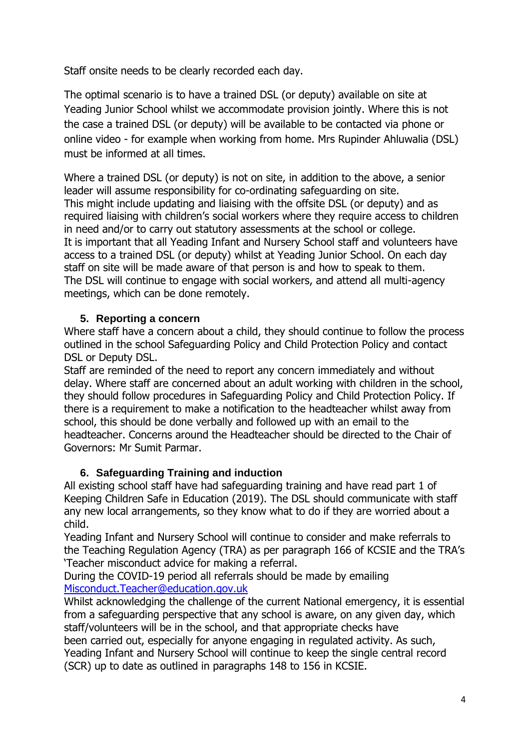Staff onsite needs to be clearly recorded each day.

The optimal scenario is to have a trained DSL (or deputy) available on site at Yeading Junior School whilst we accommodate provision jointly. Where this is not the case a trained DSL (or deputy) will be available to be contacted via phone or online video - for example when working from home. Mrs Rupinder Ahluwalia (DSL) must be informed at all times.

Where a trained DSL (or deputy) is not on site, in addition to the above, a senior leader will assume responsibility for co-ordinating safeguarding on site.
This might include updating and liaising with the offsite DSL (or deputy) and as required liaising with children's social workers where they require access to children in need and/or to carry out statutory assessments at the school or college.
It is important that all Yeading Infant and Nursery School staff and volunteers have access to a trained DSL (or deputy) whilst at Yeading Junior School. On each day staff on site will be made aware of that person is and how to speak to them.
The DSL will continue to engage with social workers, and attend all multi-agency meetings, which can be done remotely.

## 5. Reporting a concern

Where staff have a concern about a child, they should continue to follow the process outlined in the school Safeguarding Policy and Child Protection Policy and contact DSL or Deputy DSL.
Staff are reminded of the need to report any concern immediately and without delay. Where staff are concerned about an adult working with children in the school, they should follow procedures in Safeguarding Policy and Child Protection Policy. If there is a requirement to make a notification to the headteacher whilst away from school, this should be done verbally and followed up with an email to the headteacher. Concerns around the Headteacher should be directed to the Chair of Governors: Mr Sumit Parmar.

## 6. Safeguarding Training and induction

All existing school staff have had safeguarding training and have read part 1 of Keeping Children Safe in Education (2019). The DSL should communicate with staff any new local arrangements, so they know what to do if they are worried about a child.
Yeading Infant and Nursery School will continue to consider and make referrals to the Teaching Regulation Agency (TRA) as per paragraph 166 of KCSIE and the TRA's 'Teacher misconduct advice for making a referral.
During the COVID-19 period all referrals should be made by emailing [Misconduct.Teacher@education.gov.uk](mailto:Misconduct.Teacher@education.gov.uk)
Whilst acknowledging the challenge of the current National emergency, it is essential from a safeguarding perspective that any school is aware, on any given day, which staff/volunteers will be in the school, and that appropriate checks have been carried out, especially for anyone engaging in regulated activity. As such, Yeading Infant and Nursery School will continue to keep the single central record (SCR) up to date as outlined in paragraphs 148 to 156 in KCSIE.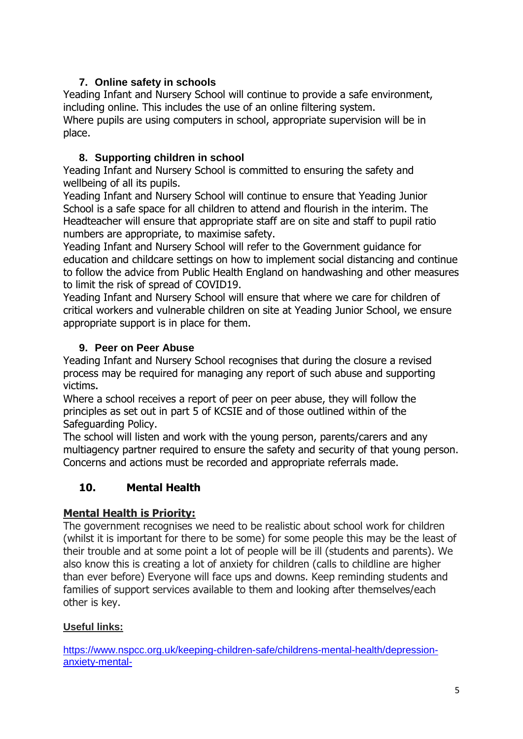## 7. Online safety in schools

Yeading Infant and Nursery School will continue to provide a safe environment, including online. This includes the use of an online filtering system.
Where pupils are using computers in school, appropriate supervision will be in place.

## 8. Supporting children in school

Yeading Infant and Nursery School is committed to ensuring the safety and wellbeing of all its pupils.
Yeading Infant and Nursery School will continue to ensure that Yeading Junior School is a safe space for all children to attend and flourish in the interim. The Headteacher will ensure that appropriate staff are on site and staff to pupil ratio numbers are appropriate, to maximise safety.
Yeading Infant and Nursery School will refer to the Government guidance for education and childcare settings on how to implement social distancing and continue to follow the advice from Public Health England on handwashing and other measures to limit the risk of spread of COVID19.
Yeading Infant and Nursery School will ensure that where we care for children of critical workers and vulnerable children on site at Yeading Junior School, we ensure appropriate support is in place for them.

## 9. Peer on Peer Abuse

Yeading Infant and Nursery School recognises that during the closure a revised process may be required for managing any report of such abuse and supporting victims.
Where a school receives a report of peer on peer abuse, they will follow the principles as set out in part 5 of KCSIE and of those outlined within of the Safeguarding Policy.
The school will listen and work with the young person, parents/carers and any multiagency partner required to ensure the safety and security of that young person. Concerns and actions must be recorded and appropriate referrals made.

## 10. Mental Health

**Mental Health is Priority:**

The government recognises we need to be realistic about school work for children (whilst it is important for there to be some) for some people this may be the least of their trouble and at some point a lot of people will be ill (students and parents). We also know this is creating a lot of anxiety for children (calls to childline are higher than ever before) Everyone will face ups and downs. Keep reminding students and families of support services available to them and looking after themselves/each other is key.

**Useful links:**

https://www.nspcc.org.uk/keeping-children-safe/childrens-mental-health/depression-anxiety-mental-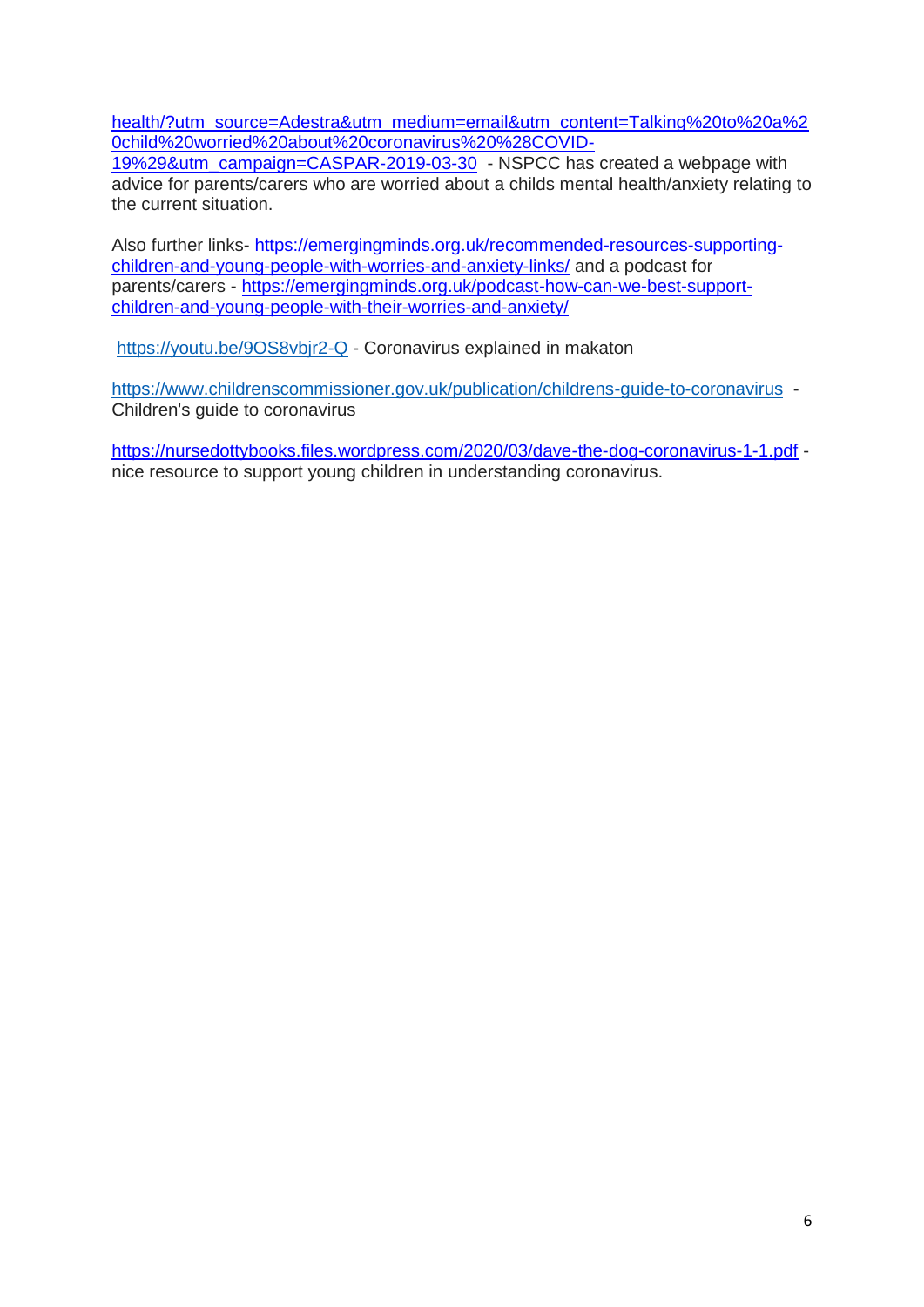health/?utm_source=Adestra&utm_medium=email&utm_content=Talking%20to%20a%20child%20worried%20about%20coronavirus%20%28COVID-19%29&utm_campaign=CASPAR-2019-03-30 - NSPCC has created a webpage with advice for parents/carers who are worried about a childs mental health/anxiety relating to the current situation.

Also further links- https://emergingminds.org.uk/recommended-resources-supporting-children-and-young-people-with-worries-and-anxiety-links/ and a podcast for parents/carers - https://emergingminds.org.uk/podcast-how-can-we-best-support-children-and-young-people-with-their-worries-and-anxiety/

https://youtu.be/9OS8vbjr2-Q - Coronavirus explained in makaton

https://www.childrenscommissioner.gov.uk/publication/childrens-guide-to-coronavirus - Children's guide to coronavirus

https://nursedottybooks.files.wordpress.com/2020/03/dave-the-dog-coronavirus-1-1.pdf - nice resource to support young children in understanding coronavirus.